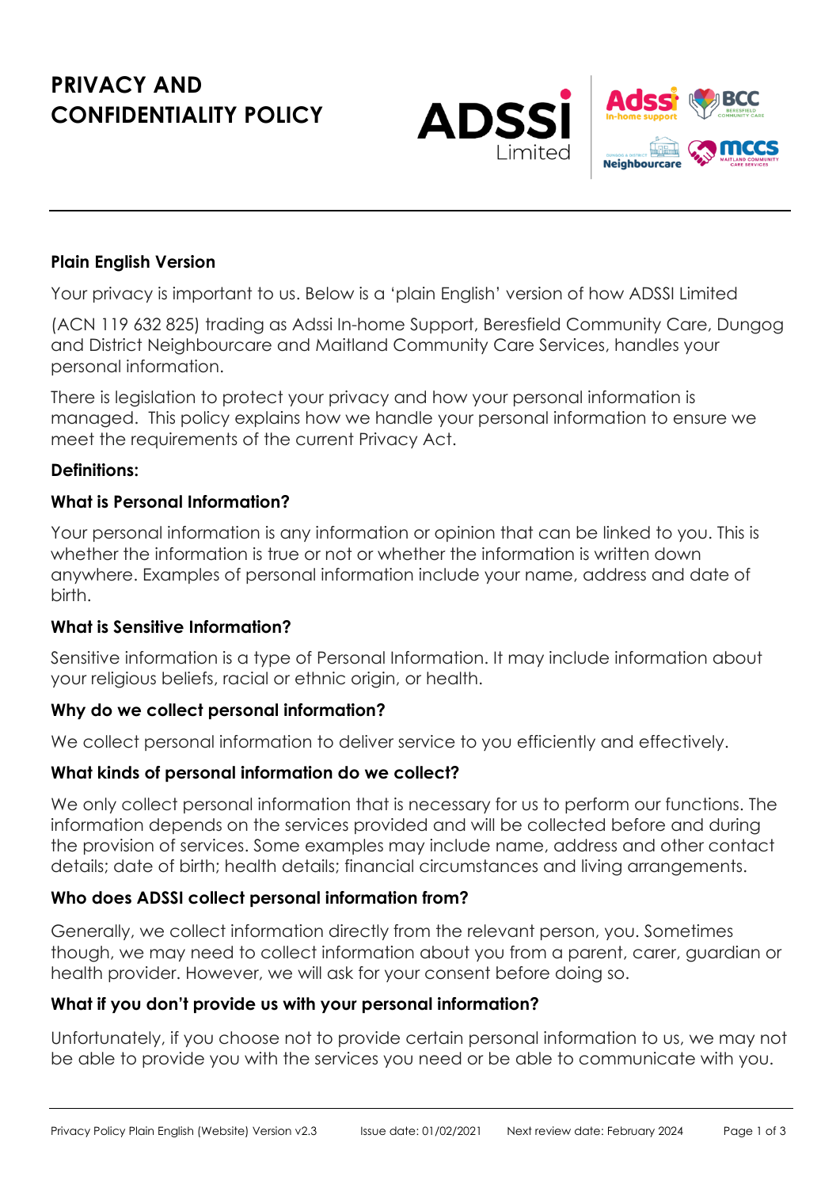# PRIVACY AND CONFIDENTIALITY POLICY

## Plain English Version

Your privacy is important to us. Below is a 'plain English' version of how ADSSI Limited

(ACN 119 632 825) trading as Adssi In-home Support, Beresfield Community Care, Dungog and District Neighbourcare and Maitland Community Care Services, handles your personal information.

There is legislation to protect your privacy and how your personal information is managed. This policy explains how we handle your personal information to ensure we meet the requirements of the current Privacy Act.

**Definitions:**

### What is Personal Information?

Your personal information is any information or opinion that can be linked to you. This is whether the information is true or not or whether the information is written down anywhere. Examples of personal information include your name, address and date of birth.

### What is Sensitive Information?

Sensitive information is a type of Personal Information. It may include information about your religious beliefs, racial or ethnic origin, or health.

### Why do we collect personal information?

We collect personal information to deliver service to you efficiently and effectively.

### What kinds of personal information do we collect?

We only collect personal information that is necessary for us to perform our functions. The information depends on the services provided and will be collected before and during the provision of services. Some examples may include name, address and other contact details; date of birth; health details; financial circumstances and living arrangements.

### Who does ADSSI collect personal information from?

Generally, we collect information directly from the relevant person, you. Sometimes though, we may need to collect information about you from a parent, carer, guardian or health provider. However, we will ask for your consent before doing so.

### What if you don't provide us with your personal information?

Unfortunately, if you choose not to provide certain personal information to us, we may not be able to provide you with the services you need or be able to communicate with you.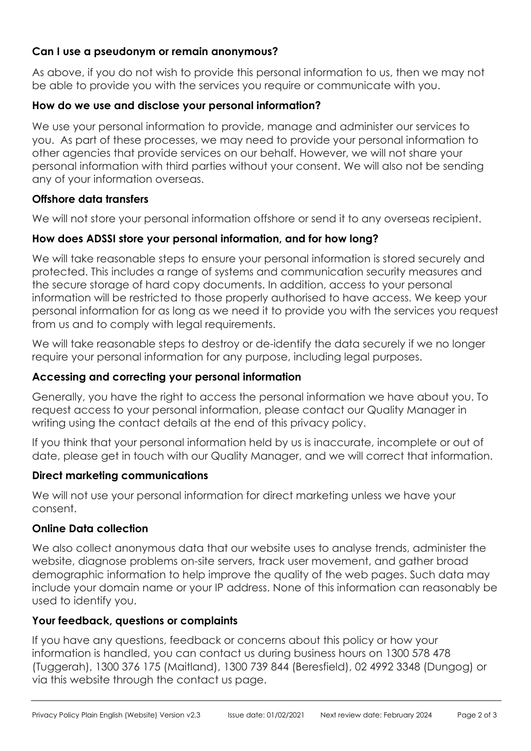### Can I use a pseudonym or remain anonymous?

As above, if you do not wish to provide this personal information to us, then we may not be able to provide you with the services you require or communicate with you.

### How do we use and disclose your personal information?

We use your personal information to provide, manage and administer our services to you. As part of these processes, we may need to provide your personal information to other agencies that provide services on our behalf. However, we will not share your personal information with third parties without your consent. We will also not be sending any of your information overseas.

### Offshore data transfers

We will not store your personal information offshore or send it to any overseas recipient.

### How does ADSSI store your personal information, and for how long?

We will take reasonable steps to ensure your personal information is stored securely and protected. This includes a range of systems and communication security measures and the secure storage of hard copy documents. In addition, access to your personal information will be restricted to those properly authorised to have access. We keep your personal information for as long as we need it to provide you with the services you request from us and to comply with legal requirements.

We will take reasonable steps to destroy or de-identify the data securely if we no longer require your personal information for any purpose, including legal purposes.

### Accessing and correcting your personal information

Generally, you have the right to access the personal information we have about you. To request access to your personal information, please contact our Quality Manager in writing using the contact details at the end of this privacy policy.

If you think that your personal information held by us is inaccurate, incomplete or out of date, please get in touch with our Quality Manager, and we will correct that information.

### Direct marketing communications

We will not use your personal information for direct marketing unless we have your consent.

### Online Data collection

We also collect anonymous data that our website uses to analyse trends, administer the website, diagnose problems on-site servers, track user movement, and gather broad demographic information to help improve the quality of the web pages. Such data may include your domain name or your IP address. None of this information can reasonably be used to identify you.

### Your feedback, questions or complaints

If you have any questions, feedback or concerns about this policy or how your information is handled, you can contact us during business hours on 1300 578 478 (Tuggerah), 1300 376 175 (Maitland), 1300 739 844 (Beresfield), 02 4992 3348 (Dungog) or via this website through the contact us page.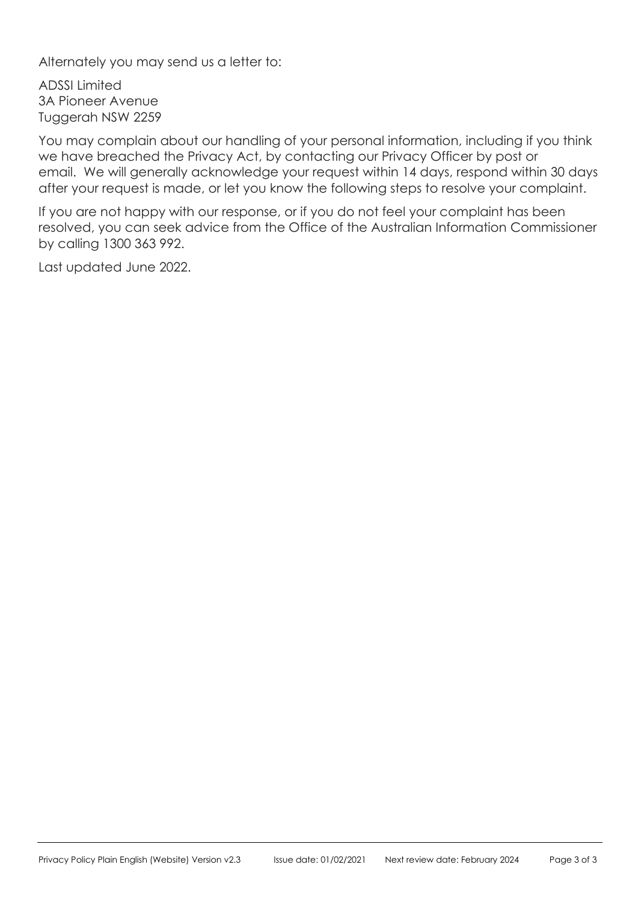Alternately you may send us a letter to:

ADSSI Limited
3A Pioneer Avenue
Tuggerah NSW 2259

You may complain about our handling of your personal information, including if you think we have breached the Privacy Act, by contacting our Privacy Officer by post or email. We will generally acknowledge your request within 14 days, respond within 30 days after your request is made, or let you know the following steps to resolve your complaint.

If you are not happy with our response, or if you do not feel your complaint has been resolved, you can seek advice from the Office of the Australian Information Commissioner by calling 1300 363 992.

Last updated June 2022.